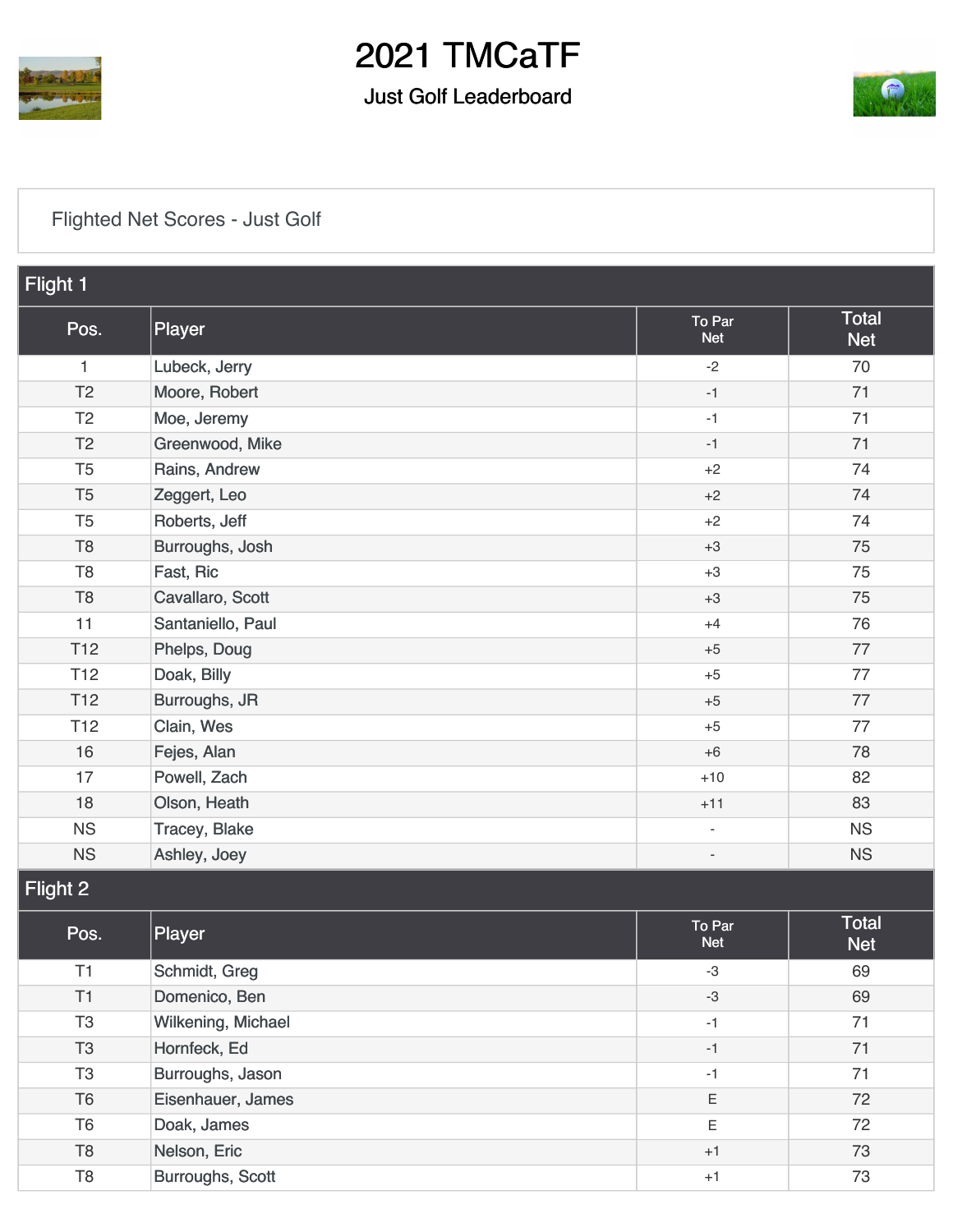# 2021 TMCaTF

## Just Golf Leaderboard

### Flighted Net Scores - Just Golf

**Flight 1**

| Pos. | Player | To Par Net | Total Net |
|---|---|---|---|
| 1 | Lubeck, Jerry | -2 | 70 |
| T2 | Moore, Robert | -1 | 71 |
| T2 | Moe, Jeremy | -1 | 71 |
| T2 | Greenwood, Mike | -1 | 71 |
| T5 | Rains, Andrew | +2 | 74 |
| T5 | Zeggert, Leo | +2 | 74 |
| T5 | Roberts, Jeff | +2 | 74 |
| T8 | Burroughs, Josh | +3 | 75 |
| T8 | Fast, Ric | +3 | 75 |
| T8 | Cavallaro, Scott | +3 | 75 |
| 11 | Santaniello, Paul | +4 | 76 |
| T12 | Phelps, Doug | +5 | 77 |
| T12 | Doak, Billy | +5 | 77 |
| T12 | Burroughs, JR | +5 | 77 |
| T12 | Clain, Wes | +5 | 77 |
| 16 | Fejes, Alan | +6 | 78 |
| 17 | Powell, Zach | +10 | 82 |
| 18 | Olson, Heath | +11 | 83 |
| NS | Tracey, Blake | - | NS |
| NS | Ashley, Joey | - | NS |

**Flight 2**

| Pos. | Player | To Par Net | Total Net |
|---|---|---|---|
| T1 | Schmidt, Greg | -3 | 69 |
| T1 | Domenico, Ben | -3 | 69 |
| T3 | Wilkening, Michael | -1 | 71 |
| T3 | Hornfeck, Ed | -1 | 71 |
| T3 | Burroughs, Jason | -1 | 71 |
| T6 | Eisenhauer, James | E | 72 |
| T6 | Doak, James | E | 72 |
| T8 | Nelson, Eric | +1 | 73 |
| T8 | Burroughs, Scott | +1 | 73 |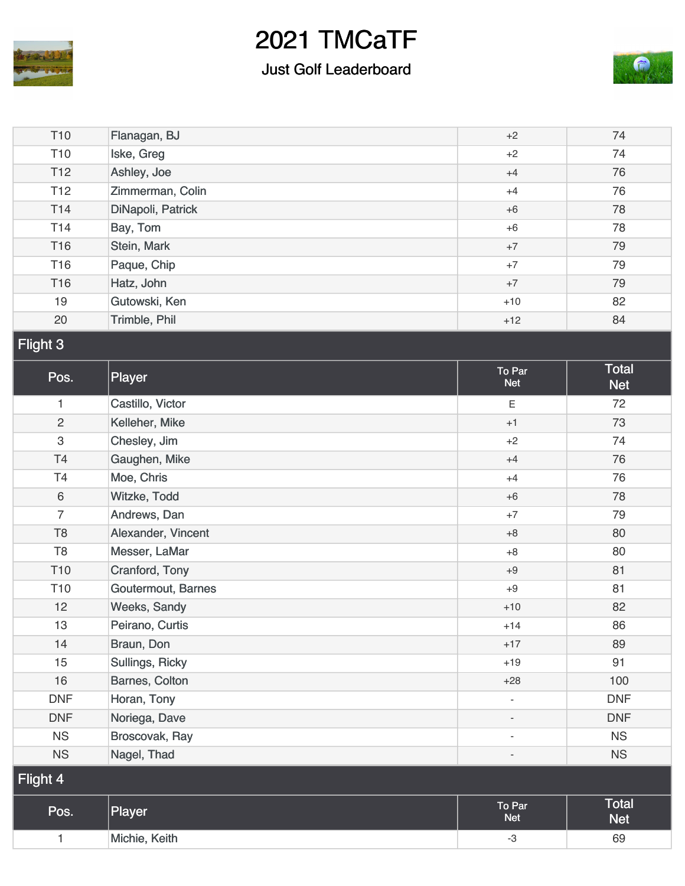# 2021 TMCaTF

## Just Golf Leaderboard

| | | | |
|---|---|---|---|
| T10 | Flanagan, BJ | +2 | 74 |
| T10 | Iske, Greg | +2 | 74 |
| T12 | Ashley, Joe | +4 | 76 |
| T12 | Zimmerman, Colin | +4 | 76 |
| T14 | DiNapoli, Patrick | +6 | 78 |
| T14 | Bay, Tom | +6 | 78 |
| T16 | Stein, Mark | +7 | 79 |
| T16 | Paque, Chip | +7 | 79 |
| T16 | Hatz, John | +7 | 79 |
| 19 | Gutowski, Ken | +10 | 82 |
| 20 | Trimble, Phil | +12 | 84 |

### Flight 3

| Pos. | Player | To Par Net | Total Net |
|---|---|---|---|
| 1 | Castillo, Victor | E | 72 |
| 2 | Kelleher, Mike | +1 | 73 |
| 3 | Chesley, Jim | +2 | 74 |
| T4 | Gaughen, Mike | +4 | 76 |
| T4 | Moe, Chris | +4 | 76 |
| 6 | Witzke, Todd | +6 | 78 |
| 7 | Andrews, Dan | +7 | 79 |
| T8 | Alexander, Vincent | +8 | 80 |
| T8 | Messer, LaMar | +8 | 80 |
| T10 | Cranford, Tony | +9 | 81 |
| T10 | Goutermout, Barnes | +9 | 81 |
| 12 | Weeks, Sandy | +10 | 82 |
| 13 | Peirano, Curtis | +14 | 86 |
| 14 | Braun, Don | +17 | 89 |
| 15 | Sullings, Ricky | +19 | 91 |
| 16 | Barnes, Colton | +28 | 100 |
| DNF | Horan, Tony | - | DNF |
| DNF | Noriega, Dave | - | DNF |
| NS | Broscovak, Ray | - | NS |
| NS | Nagel, Thad | - | NS |

### Flight 4

| Pos. | Player | To Par Net | Total Net |
|---|---|---|---|
| 1 | Michie, Keith | -3 | 69 |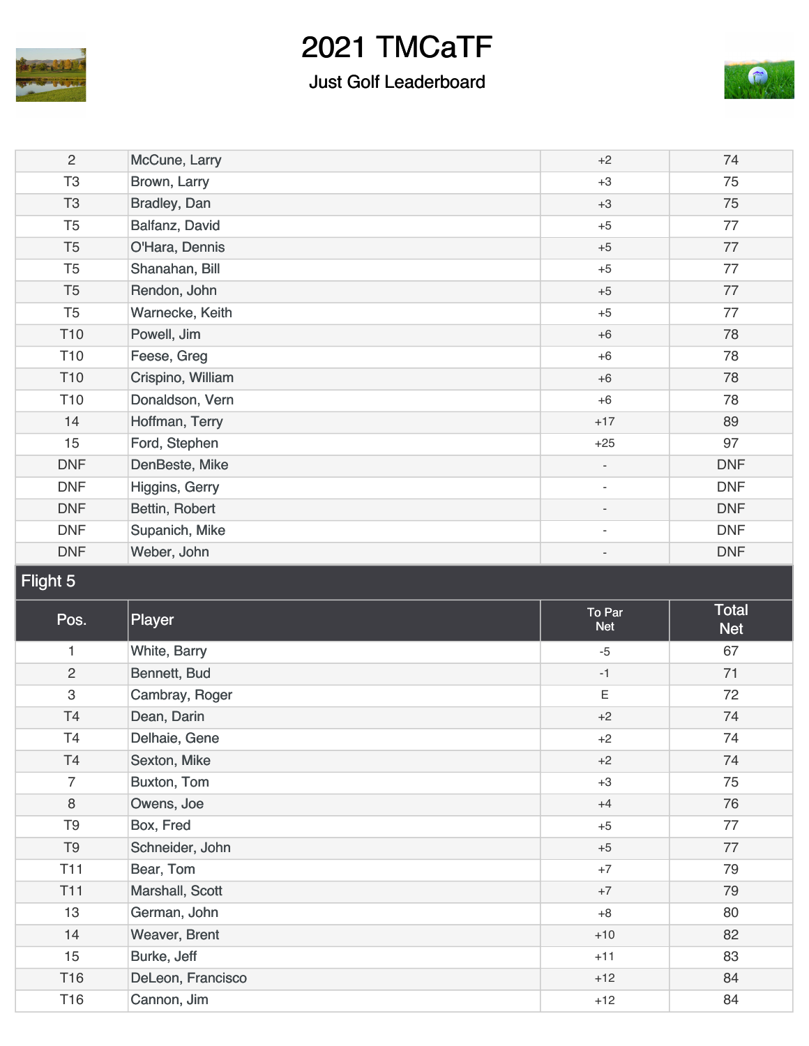# 2021 TMCaTF

## Just Golf Leaderboard

| Pos. | Player | To Par Net | Total Net |
|---|---|---|---|
| 2 | McCune, Larry | +2 | 74 |
| T3 | Brown, Larry | +3 | 75 |
| T3 | Bradley, Dan | +3 | 75 |
| T5 | Balfanz, David | +5 | 77 |
| T5 | O'Hara, Dennis | +5 | 77 |
| T5 | Shanahan, Bill | +5 | 77 |
| T5 | Rendon, John | +5 | 77 |
| T5 | Warnecke, Keith | +5 | 77 |
| T10 | Powell, Jim | +6 | 78 |
| T10 | Feese, Greg | +6 | 78 |
| T10 | Crispino, William | +6 | 78 |
| T10 | Donaldson, Vern | +6 | 78 |
| 14 | Hoffman, Terry | +17 | 89 |
| 15 | Ford, Stephen | +25 | 97 |
| DNF | DenBeste, Mike | - | DNF |
| DNF | Higgins, Gerry | - | DNF |
| DNF | Bettin, Robert | - | DNF |
| DNF | Supanich, Mike | - | DNF |
| DNF | Weber, John | - | DNF |

### Flight 5

| Pos. | Player | To Par Net | Total Net |
|---|---|---|---|
| 1 | White, Barry | -5 | 67 |
| 2 | Bennett, Bud | -1 | 71 |
| 3 | Cambray, Roger | E | 72 |
| T4 | Dean, Darin | +2 | 74 |
| T4 | Delhaie, Gene | +2 | 74 |
| T4 | Sexton, Mike | +2 | 74 |
| 7 | Buxton, Tom | +3 | 75 |
| 8 | Owens, Joe | +4 | 76 |
| T9 | Box, Fred | +5 | 77 |
| T9 | Schneider, John | +5 | 77 |
| T11 | Bear, Tom | +7 | 79 |
| T11 | Marshall, Scott | +7 | 79 |
| 13 | German, John | +8 | 80 |
| 14 | Weaver, Brent | +10 | 82 |
| 15 | Burke, Jeff | +11 | 83 |
| T16 | DeLeon, Francisco | +12 | 84 |
| T16 | Cannon, Jim | +12 | 84 |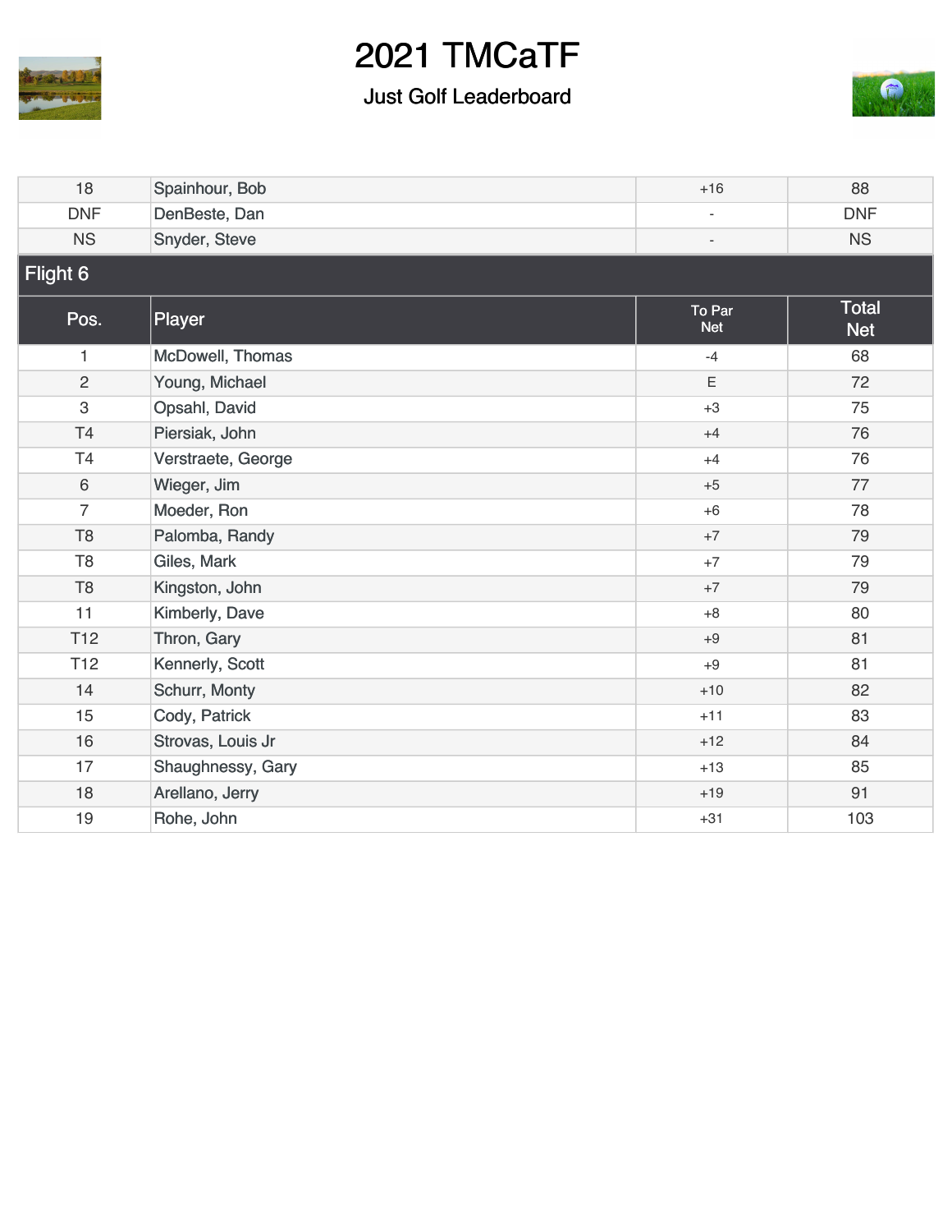# 2021 TMCaTF

## Just Golf Leaderboard

| | | | |
|---|---|---|---|
| 18 | Spainhour, Bob | +16 | 88 |
| DNF | DenBeste, Dan | - | DNF |
| NS | Snyder, Steve | - | NS |

## Flight 6

| Pos. | Player | To Par Net | Total Net |
|---|---|---|---|
| 1 | McDowell, Thomas | -4 | 68 |
| 2 | Young, Michael | E | 72 |
| 3 | Opsahl, David | +3 | 75 |
| T4 | Piersiak, John | +4 | 76 |
| T4 | Verstraete, George | +4 | 76 |
| 6 | Wieger, Jim | +5 | 77 |
| 7 | Moeder, Ron | +6 | 78 |
| T8 | Palomba, Randy | +7 | 79 |
| T8 | Giles, Mark | +7 | 79 |
| T8 | Kingston, John | +7 | 79 |
| 11 | Kimberly, Dave | +8 | 80 |
| T12 | Thron, Gary | +9 | 81 |
| T12 | Kennerly, Scott | +9 | 81 |
| 14 | Schurr, Monty | +10 | 82 |
| 15 | Cody, Patrick | +11 | 83 |
| 16 | Strovas, Louis Jr | +12 | 84 |
| 17 | Shaughnessy, Gary | +13 | 85 |
| 18 | Arellano, Jerry | +19 | 91 |
| 19 | Rohe, John | +31 | 103 |